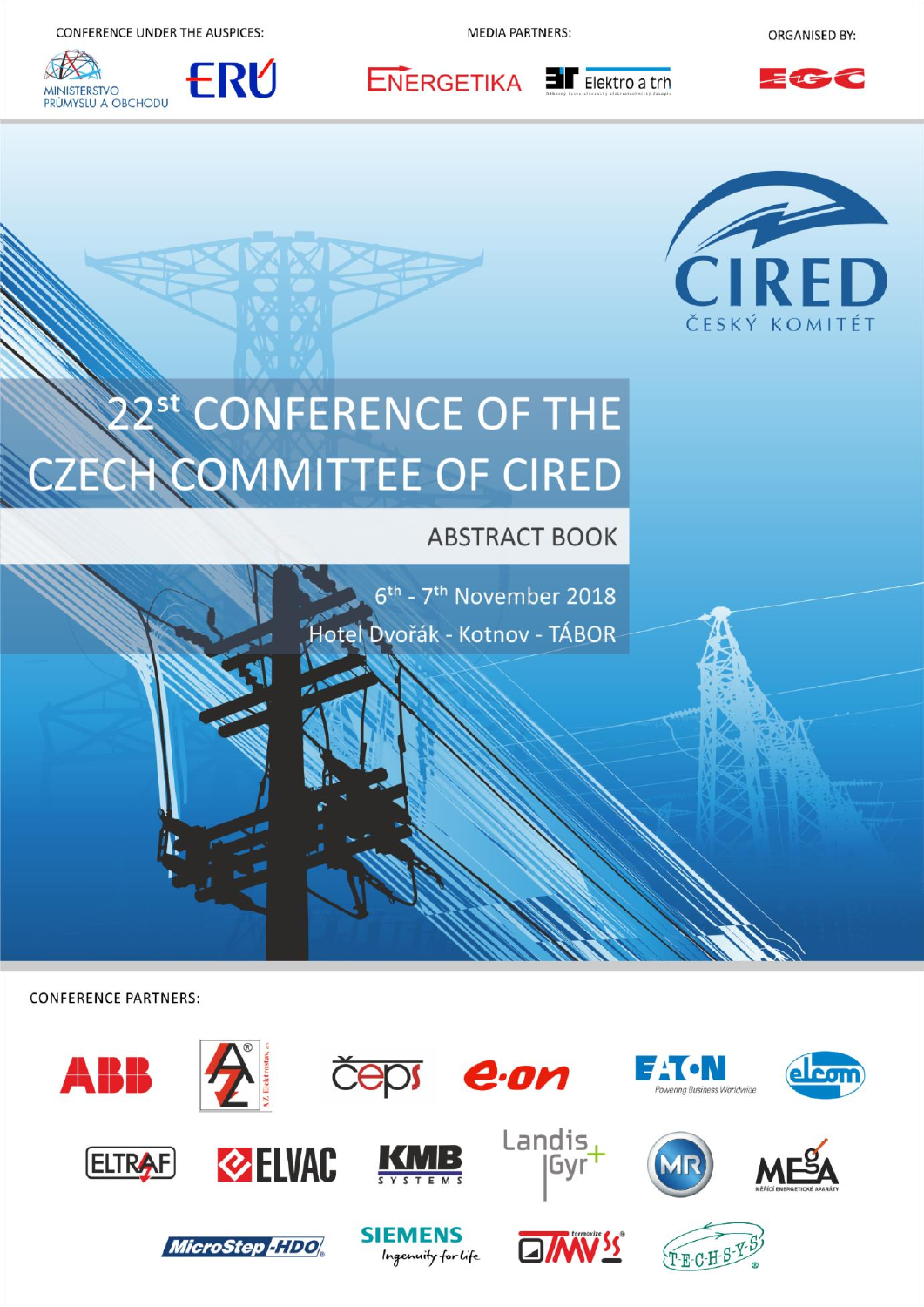CONFERENCE UNDER THE AUSPICES:

MINISTERSTVO PRŮMYSLU A OBCHODU

ERÚ

MEDIA PARTNERS:

ENERGETIKA

Elektro a trh

ORGANISED BY:

EGC

CIRED

ČESKÝ KOMITÉT

# 22st CONFERENCE OF THE CZECH COMMITTEE OF CIRED

## ABSTRACT BOOK

6th - 7th November 2018

Hotel Dvořák - Kotnov - TÁBOR

CONFERENCE PARTNERS:

ABB

AZ Elektrostav, a.s.

čeps

e.on

EATON Powering Business Worldwide

elcom

ELTRAF

ELVAC

KMB SYSTEMS

Landis+Gyr

MR

MEgA MĚŘICÍ ENERGETICKÉ APARÁTY

MicroStep-HDO

SIEMENS Ingenuity for life

TMV SS

TECHSYS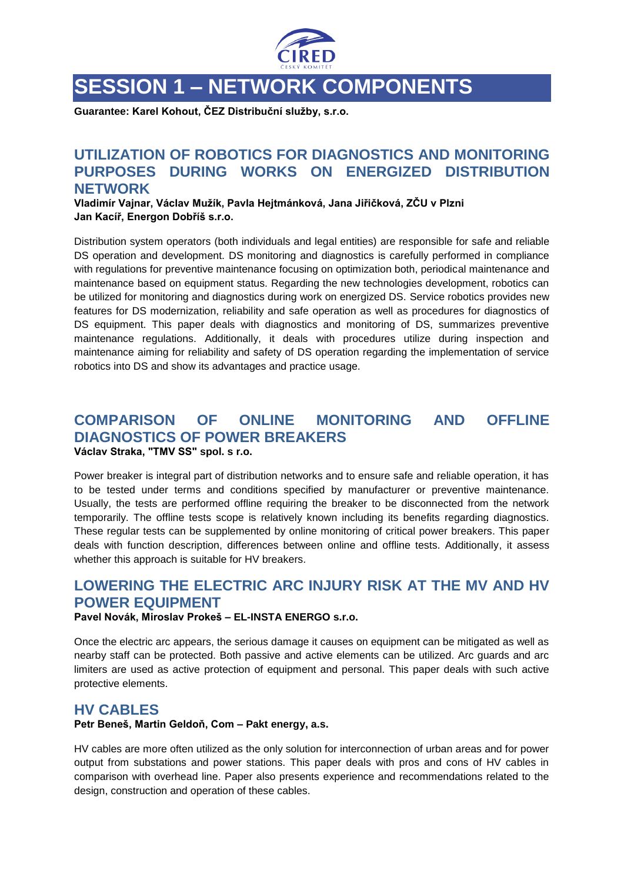# SESSION 1 – NETWORK COMPONENTS

**Guarantee: Karel Kohout, ČEZ Distribuční služby, s.r.o.**

## UTILIZATION OF ROBOTICS FOR DIAGNOSTICS AND MONITORING PURPOSES DURING WORKS ON ENERGIZED DISTRIBUTION NETWORK

**Vladimír Vajnar, Václav Mužík, Pavla Hejtmánková, Jana Jiřičková, ZČU v Plzni**
**Jan Kacíř, Energon Dobříš s.r.o.**

Distribution system operators (both individuals and legal entities) are responsible for safe and reliable DS operation and development. DS monitoring and diagnostics is carefully performed in compliance with regulations for preventive maintenance focusing on optimization both, periodical maintenance and maintenance based on equipment status. Regarding the new technologies development, robotics can be utilized for monitoring and diagnostics during work on energized DS. Service robotics provides new features for DS modernization, reliability and safe operation as well as procedures for diagnostics of DS equipment. This paper deals with diagnostics and monitoring of DS, summarizes preventive maintenance regulations. Additionally, it deals with procedures utilize during inspection and maintenance aiming for reliability and safety of DS operation regarding the implementation of service robotics into DS and show its advantages and practice usage.

## COMPARISON OF ONLINE MONITORING AND OFFLINE DIAGNOSTICS OF POWER BREAKERS

**Václav Straka, "TMV SS" spol. s r.o.**

Power breaker is integral part of distribution networks and to ensure safe and reliable operation, it has to be tested under terms and conditions specified by manufacturer or preventive maintenance. Usually, the tests are performed offline requiring the breaker to be disconnected from the network temporarily. The offline tests scope is relatively known including its benefits regarding diagnostics. These regular tests can be supplemented by online monitoring of critical power breakers. This paper deals with function description, differences between online and offline tests. Additionally, it assess whether this approach is suitable for HV breakers.

## LOWERING THE ELECTRIC ARC INJURY RISK AT THE MV AND HV POWER EQUIPMENT

**Pavel Novák, Miroslav Prokeš – EL-INSTA ENERGO s.r.o.**

Once the electric arc appears, the serious damage it causes on equipment can be mitigated as well as nearby staff can be protected. Both passive and active elements can be utilized. Arc guards and arc limiters are used as active protection of equipment and personal. This paper deals with such active protective elements.

## HV CABLES

**Petr Beneš, Martin Geldoň, Com – Pakt energy, a.s.**

HV cables are more often utilized as the only solution for interconnection of urban areas and for power output from substations and power stations. This paper deals with pros and cons of HV cables in comparison with overhead line. Paper also presents experience and recommendations related to the design, construction and operation of these cables.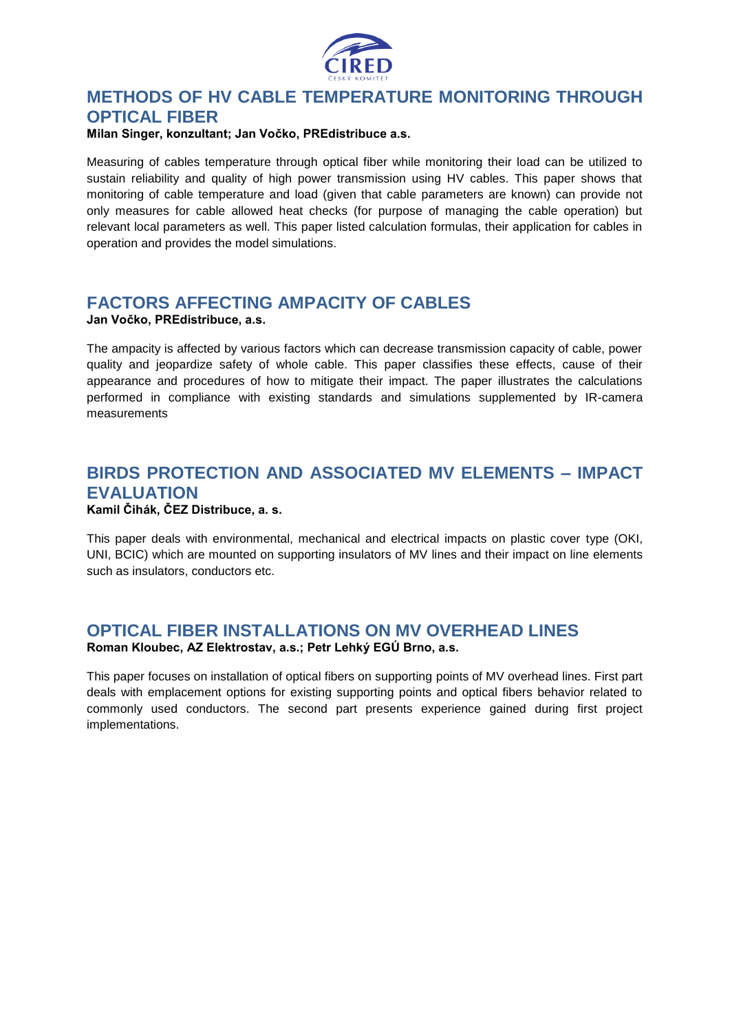## METHODS OF HV CABLE TEMPERATURE MONITORING THROUGH OPTICAL FIBER

**Milan Singer, konzultant; Jan Vočko, PREdistribuce a.s.**

Measuring of cables temperature through optical fiber while monitoring their load can be utilized to sustain reliability and quality of high power transmission using HV cables. This paper shows that monitoring of cable temperature and load (given that cable parameters are known) can provide not only measures for cable allowed heat checks (for purpose of managing the cable operation) but relevant local parameters as well. This paper listed calculation formulas, their application for cables in operation and provides the model simulations.

## FACTORS AFFECTING AMPACITY OF CABLES

**Jan Vočko, PREdistribuce, a.s.**

The ampacity is affected by various factors which can decrease transmission capacity of cable, power quality and jeopardize safety of whole cable. This paper classifies these effects, cause of their appearance and procedures of how to mitigate their impact. The paper illustrates the calculations performed in compliance with existing standards and simulations supplemented by IR-camera measurements

## BIRDS PROTECTION AND ASSOCIATED MV ELEMENTS – IMPACT EVALUATION

**Kamil Čihák, ČEZ Distribuce, a. s.**

This paper deals with environmental, mechanical and electrical impacts on plastic cover type (OKI, UNI, BCIC) which are mounted on supporting insulators of MV lines and their impact on line elements such as insulators, conductors etc.

## OPTICAL FIBER INSTALLATIONS ON MV OVERHEAD LINES

**Roman Kloubec, AZ Elektrostav, a.s.; Petr Lehký EGÚ Brno, a.s.**

This paper focuses on installation of optical fibers on supporting points of MV overhead lines. First part deals with emplacement options for existing supporting points and optical fibers behavior related to commonly used conductors. The second part presents experience gained during first project implementations.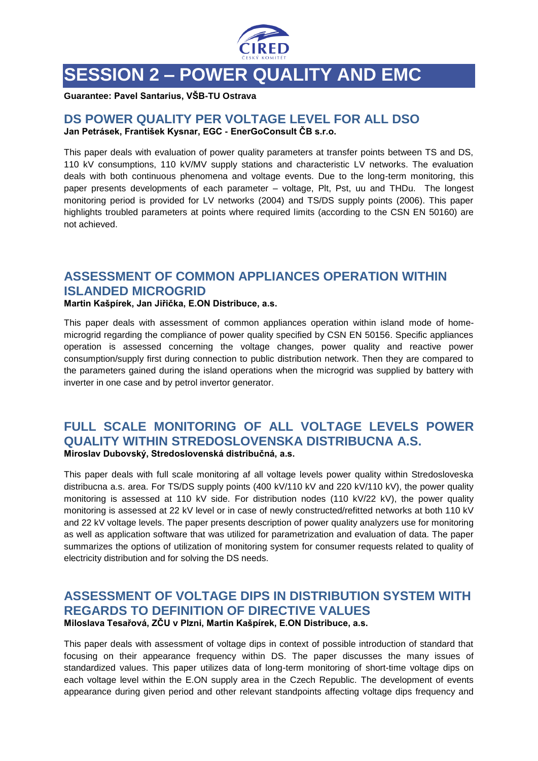# SESSION 2 – POWER QUALITY AND EMC

**Guarantee: Pavel Santarius, VŠB-TU Ostrava**

## DS POWER QUALITY PER VOLTAGE LEVEL FOR ALL DSO

**Jan Petrásek, František Kysnar, EGC - EnerGoConsult ČB s.r.o.**

This paper deals with evaluation of power quality parameters at transfer points between TS and DS, 110 kV consumptions, 110 kV/MV supply stations and characteristic LV networks. The evaluation deals with both continuous phenomena and voltage events. Due to the long-term monitoring, this paper presents developments of each parameter – voltage, Plt, Pst, uu and THDu. The longest monitoring period is provided for LV networks (2004) and TS/DS supply points (2006). This paper highlights troubled parameters at points where required limits (according to the CSN EN 50160) are not achieved.

## ASSESSMENT OF COMMON APPLIANCES OPERATION WITHIN ISLANDED MICROGRID

**Martin Kašpírek, Jan Jiřička, E.ON Distribuce, a.s.**

This paper deals with assessment of common appliances operation within island mode of home-microgrid regarding the compliance of power quality specified by CSN EN 50156. Specific appliances operation is assessed concerning the voltage changes, power quality and reactive power consumption/supply first during connection to public distribution network. Then they are compared to the parameters gained during the island operations when the microgrid was supplied by battery with inverter in one case and by petrol invertor generator.

## FULL SCALE MONITORING OF ALL VOLTAGE LEVELS POWER QUALITY WITHIN STREDOSLOVENSKA DISTRIBUCNA A.S.

**Miroslav Dubovský, Stredoslovenská distribučná, a.s.**

This paper deals with full scale monitoring af all voltage levels power quality within Stredosloveska distribucna a.s. area. For TS/DS supply points (400 kV/110 kV and 220 kV/110 kV), the power quality monitoring is assessed at 110 kV side. For distribution nodes (110 kV/22 kV), the power quality monitoring is assessed at 22 kV level or in case of newly constructed/refitted networks at both 110 kV and 22 kV voltage levels. The paper presents description of power quality analyzers use for monitoring as well as application software that was utilized for parametrization and evaluation of data. The paper summarizes the options of utilization of monitoring system for consumer requests related to quality of electricity distribution and for solving the DS needs.

## ASSESSMENT OF VOLTAGE DIPS IN DISTRIBUTION SYSTEM WITH REGARDS TO DEFINITION OF DIRECTIVE VALUES

**Miloslava Tesařová, ZČU v Plzni, Martin Kašpírek, E.ON Distribuce, a.s.**

This paper deals with assessment of voltage dips in context of possible introduction of standard that focusing on their appearance frequency within DS. The paper discusses the many issues of standardized values. This paper utilizes data of long-term monitoring of short-time voltage dips on each voltage level within the E.ON supply area in the Czech Republic. The development of events appearance during given period and other relevant standpoints affecting voltage dips frequency and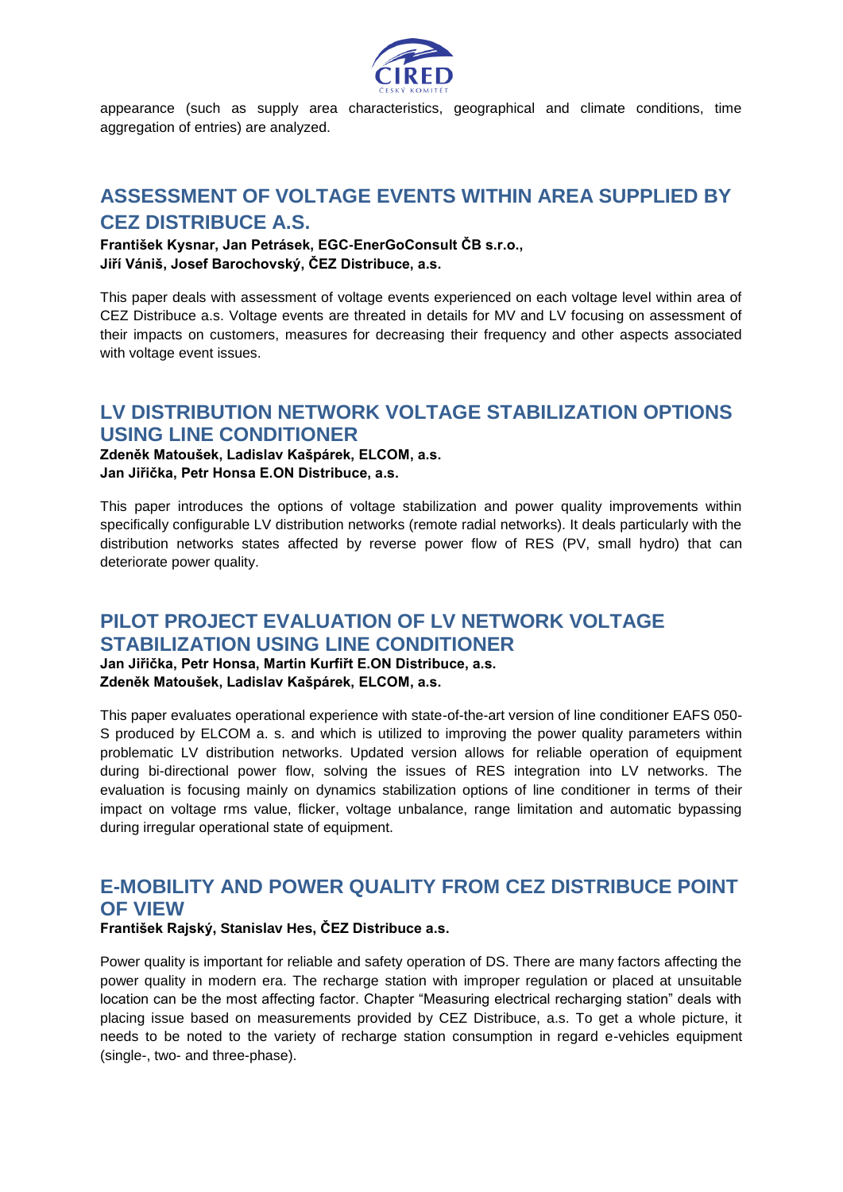appearance (such as supply area characteristics, geographical and climate conditions, time aggregation of entries) are analyzed.

## ASSESSMENT OF VOLTAGE EVENTS WITHIN AREA SUPPLIED BY CEZ DISTRIBUCE A.S.

**František Kysnar, Jan Petrásek, EGC-EnerGoConsult ČB s.r.o.,**
**Jiří Vániš, Josef Barochovský, ČEZ Distribuce, a.s.**

This paper deals with assessment of voltage events experienced on each voltage level within area of CEZ Distribuce a.s. Voltage events are threated in details for MV and LV focusing on assessment of their impacts on customers, measures for decreasing their frequency and other aspects associated with voltage event issues.

## LV DISTRIBUTION NETWORK VOLTAGE STABILIZATION OPTIONS USING LINE CONDITIONER

**Zdeněk Matoušek, Ladislav Kašpárek, ELCOM, a.s.**
**Jan Jiřička, Petr Honsa E.ON Distribuce, a.s.**

This paper introduces the options of voltage stabilization and power quality improvements within specifically configurable LV distribution networks (remote radial networks). It deals particularly with the distribution networks states affected by reverse power flow of RES (PV, small hydro) that can deteriorate power quality.

## PILOT PROJECT EVALUATION OF LV NETWORK VOLTAGE STABILIZATION USING LINE CONDITIONER

**Jan Jiřička, Petr Honsa, Martin Kurfiřt E.ON Distribuce, a.s.**
**Zdeněk Matoušek, Ladislav Kašpárek, ELCOM, a.s.**

This paper evaluates operational experience with state-of-the-art version of line conditioner EAFS 050-S produced by ELCOM a. s. and which is utilized to improving the power quality parameters within problematic LV distribution networks. Updated version allows for reliable operation of equipment during bi-directional power flow, solving the issues of RES integration into LV networks. The evaluation is focusing mainly on dynamics stabilization options of line conditioner in terms of their impact on voltage rms value, flicker, voltage unbalance, range limitation and automatic bypassing during irregular operational state of equipment.

## E-MOBILITY AND POWER QUALITY FROM CEZ DISTRIBUCE POINT OF VIEW

**František Rajský, Stanislav Hes, ČEZ Distribuce a.s.**

Power quality is important for reliable and safety operation of DS. There are many factors affecting the power quality in modern era. The recharge station with improper regulation or placed at unsuitable location can be the most affecting factor. Chapter "Measuring electrical recharging station" deals with placing issue based on measurements provided by CEZ Distribuce, a.s. To get a whole picture, it needs to be noted to the variety of recharge station consumption in regard e-vehicles equipment (single-, two- and three-phase).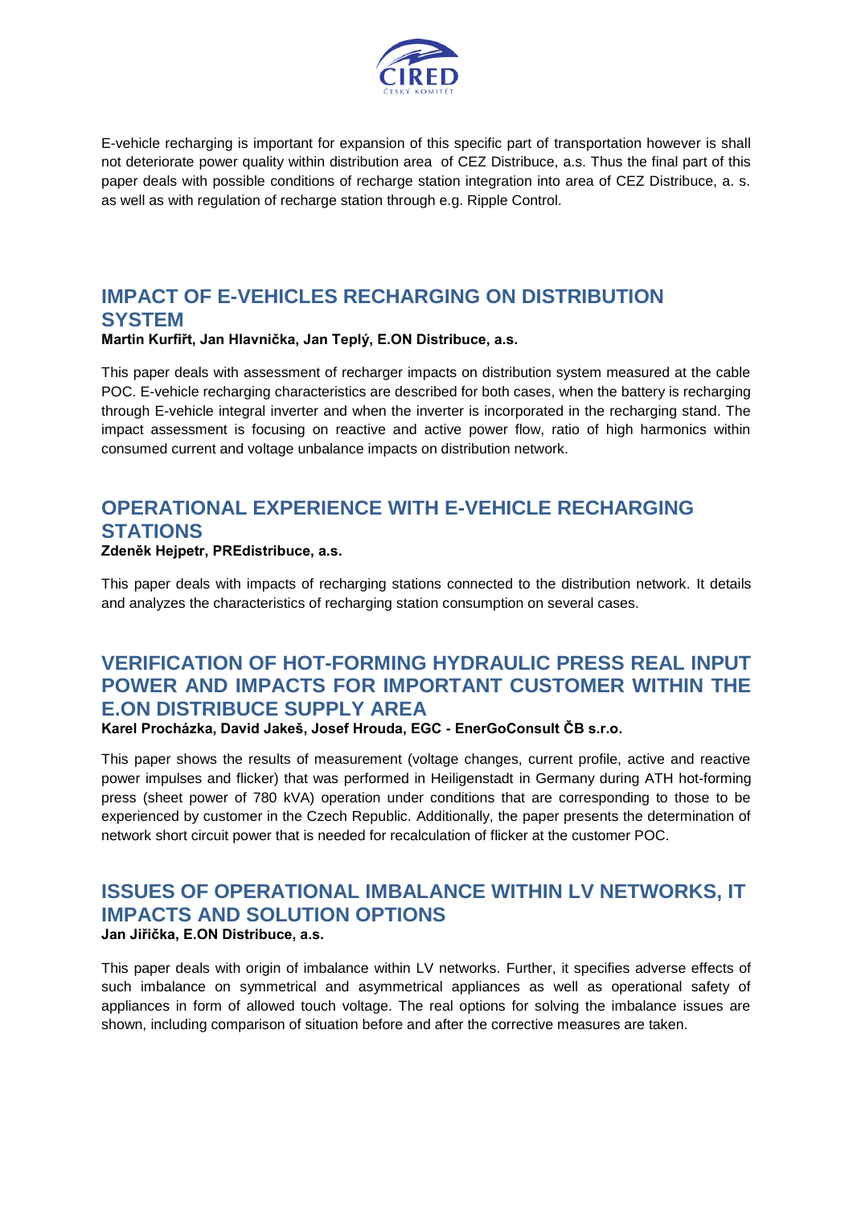E-vehicle recharging is important for expansion of this specific part of transportation however is shall not deteriorate power quality within distribution area  of CEZ Distribuce, a.s. Thus the final part of this paper deals with possible conditions of recharge station integration into area of CEZ Distribuce, a. s. as well as with regulation of recharge station through e.g. Ripple Control.

## IMPACT OF E-VEHICLES RECHARGING ON DISTRIBUTION SYSTEM

**Martin Kurfiřt, Jan Hlavnička, Jan Teplý, E.ON Distribuce, a.s.**

This paper deals with assessment of recharger impacts on distribution system measured at the cable POC. E-vehicle recharging characteristics are described for both cases, when the battery is recharging through E-vehicle integral inverter and when the inverter is incorporated in the recharging stand. The impact assessment is focusing on reactive and active power flow, ratio of high harmonics within consumed current and voltage unbalance impacts on distribution network.

## OPERATIONAL EXPERIENCE WITH E-VEHICLE RECHARGING STATIONS

**Zdeněk Hejpetr, PREdistribuce, a.s.**

This paper deals with impacts of recharging stations connected to the distribution network. It details and analyzes the characteristics of recharging station consumption on several cases.

## VERIFICATION OF HOT-FORMING HYDRAULIC PRESS REAL INPUT POWER AND IMPACTS FOR IMPORTANT CUSTOMER WITHIN THE E.ON DISTRIBUCE SUPPLY AREA

**Karel Procházka, David Jakeš, Josef Hrouda, EGC - EnerGoConsult ČB s.r.o.**

This paper shows the results of measurement (voltage changes, current profile, active and reactive power impulses and flicker) that was performed in Heiligenstadt in Germany during ATH hot-forming press (sheet power of 780 kVA) operation under conditions that are corresponding to those to be experienced by customer in the Czech Republic. Additionally, the paper presents the determination of network short circuit power that is needed for recalculation of flicker at the customer POC.

## ISSUES OF OPERATIONAL IMBALANCE WITHIN LV NETWORKS, IT IMPACTS AND SOLUTION OPTIONS

**Jan Jiřička, E.ON Distribuce, a.s.**

This paper deals with origin of imbalance within LV networks. Further, it specifies adverse effects of such imbalance on symmetrical and asymmetrical appliances as well as operational safety of appliances in form of allowed touch voltage. The real options for solving the imbalance issues are shown, including comparison of situation before and after the corrective measures are taken.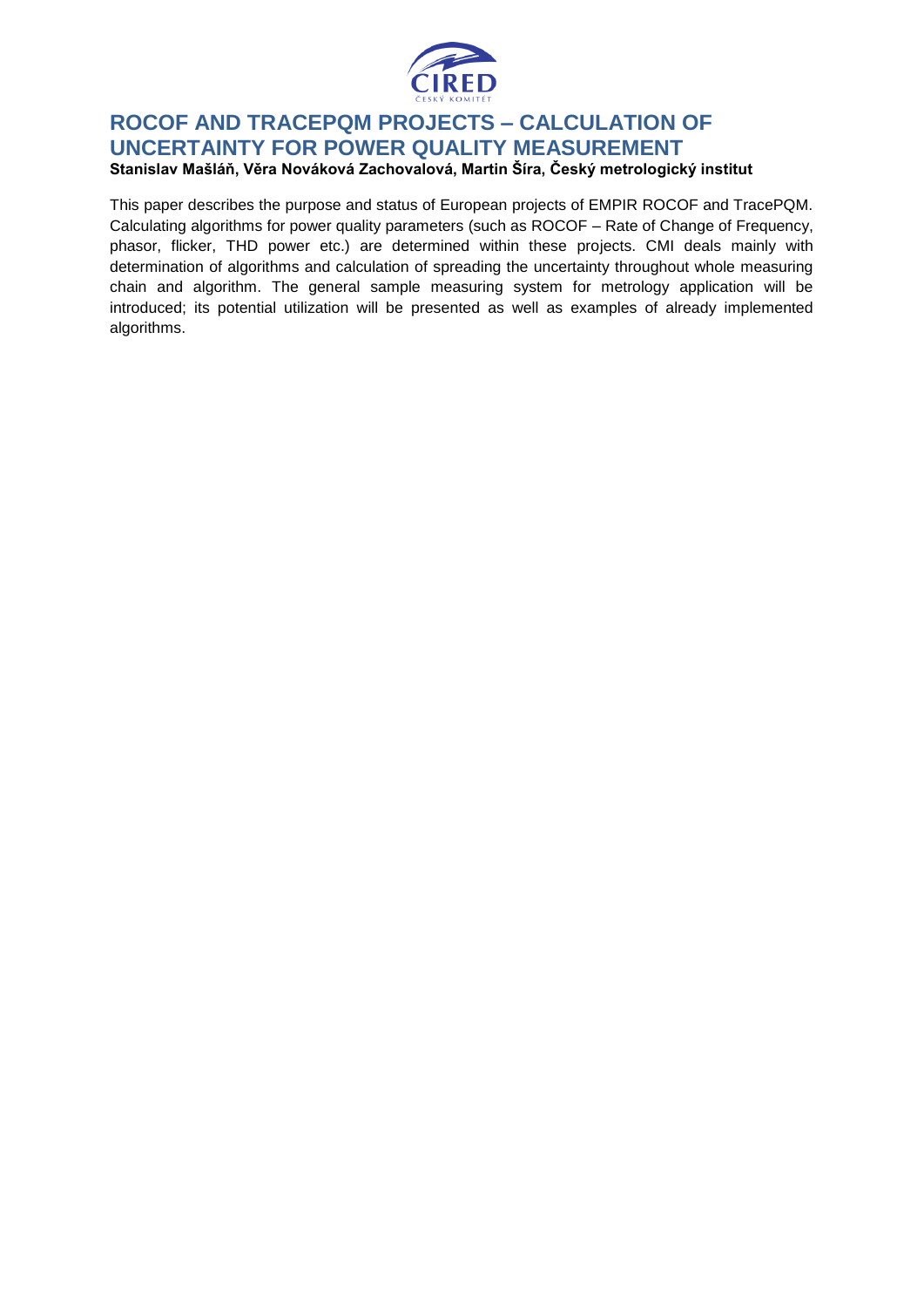# ROCOF AND TRACEPQM PROJECTS – CALCULATION OF UNCERTAINTY FOR POWER QUALITY MEASUREMENT

**Stanislav Mašláň, Věra Nováková Zachovalová, Martin Šíra, Český metrologický institut**

This paper describes the purpose and status of European projects of EMPIR ROCOF and TracePQM. Calculating algorithms for power quality parameters (such as ROCOF – Rate of Change of Frequency, phasor, flicker, THD power etc.) are determined within these projects. CMI deals mainly with determination of algorithms and calculation of spreading the uncertainty throughout whole measuring chain and algorithm. The general sample measuring system for metrology application will be introduced; its potential utilization will be presented as well as examples of already implemented algorithms.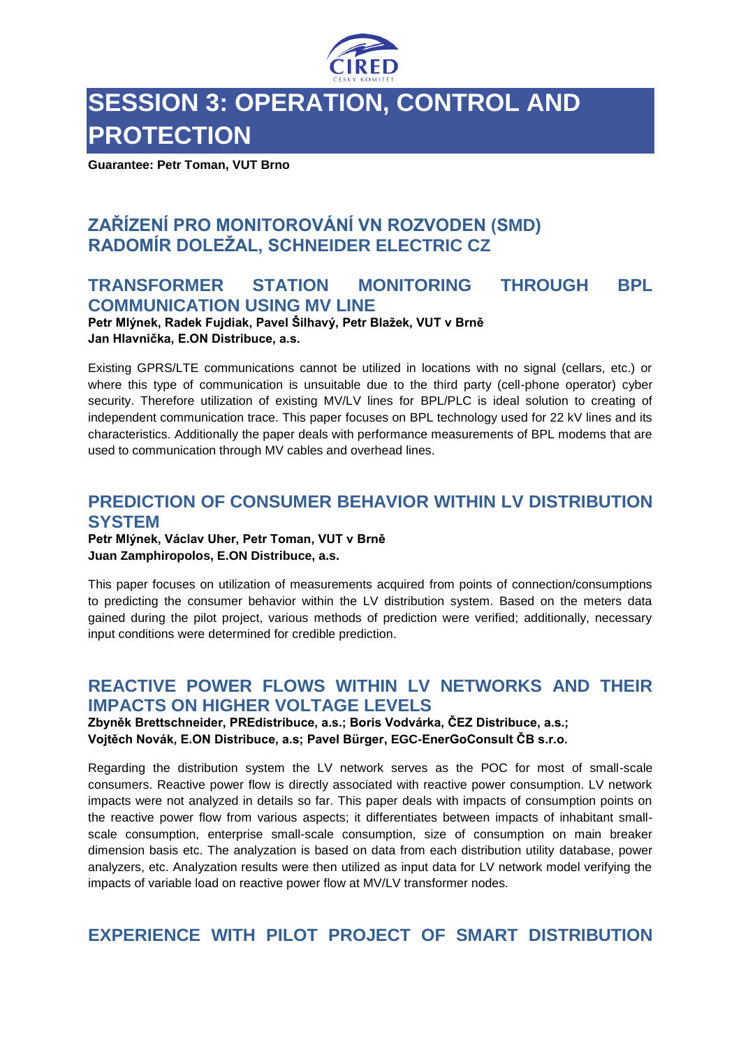# SESSION 3: OPERATION, CONTROL AND PROTECTION

**Guarantee: Petr Toman, VUT Brno**

## ZAŘÍZENÍ PRO MONITOROVÁNÍ VN ROZVODEN (SMD) RADOMÍR DOLEŽAL, SCHNEIDER ELECTRIC CZ

## TRANSFORMER STATION MONITORING THROUGH BPL COMMUNICATION USING MV LINE

**Petr Mlýnek, Radek Fujdiak, Pavel Šilhavý, Petr Blažek, VUT v Brně**
**Jan Hlavnička, E.ON Distribuce, a.s.**

Existing GPRS/LTE communications cannot be utilized in locations with no signal (cellars, etc.) or where this type of communication is unsuitable due to the third party (cell-phone operator) cyber security. Therefore utilization of existing MV/LV lines for BPL/PLC is ideal solution to creating of independent communication trace. This paper focuses on BPL technology used for 22 kV lines and its characteristics. Additionally the paper deals with performance measurements of BPL modems that are used to communication through MV cables and overhead lines.

## PREDICTION OF CONSUMER BEHAVIOR WITHIN LV DISTRIBUTION SYSTEM

**Petr Mlýnek, Václav Uher, Petr Toman, VUT v Brně**
**Juan Zamphiropolos, E.ON Distribuce, a.s.**

This paper focuses on utilization of measurements acquired from points of connection/consumptions to predicting the consumer behavior within the LV distribution system. Based on the meters data gained during the pilot project, various methods of prediction were verified; additionally, necessary input conditions were determined for credible prediction.

## REACTIVE POWER FLOWS WITHIN LV NETWORKS AND THEIR IMPACTS ON HIGHER VOLTAGE LEVELS

**Zbyněk Brettschneider, PREdistribuce, a.s.; Boris Vodvárka, ČEZ Distribuce, a.s.; Vojtěch Novák, E.ON Distribuce, a.s; Pavel Bürger, EGC-EnerGoConsult ČB s.r.o.**

Regarding the distribution system the LV network serves as the POC for most of small-scale consumers. Reactive power flow is directly associated with reactive power consumption. LV network impacts were not analyzed in details so far. This paper deals with impacts of consumption points on the reactive power flow from various aspects; it differentiates between impacts of inhabitant small-scale consumption, enterprise small-scale consumption, size of consumption on main breaker dimension basis etc. The analyzation is based on data from each distribution utility database, power analyzers, etc. Analyzation results were then utilized as input data for LV network model verifying the impacts of variable load on reactive power flow at MV/LV transformer nodes.

## EXPERIENCE WITH PILOT PROJECT OF SMART DISTRIBUTION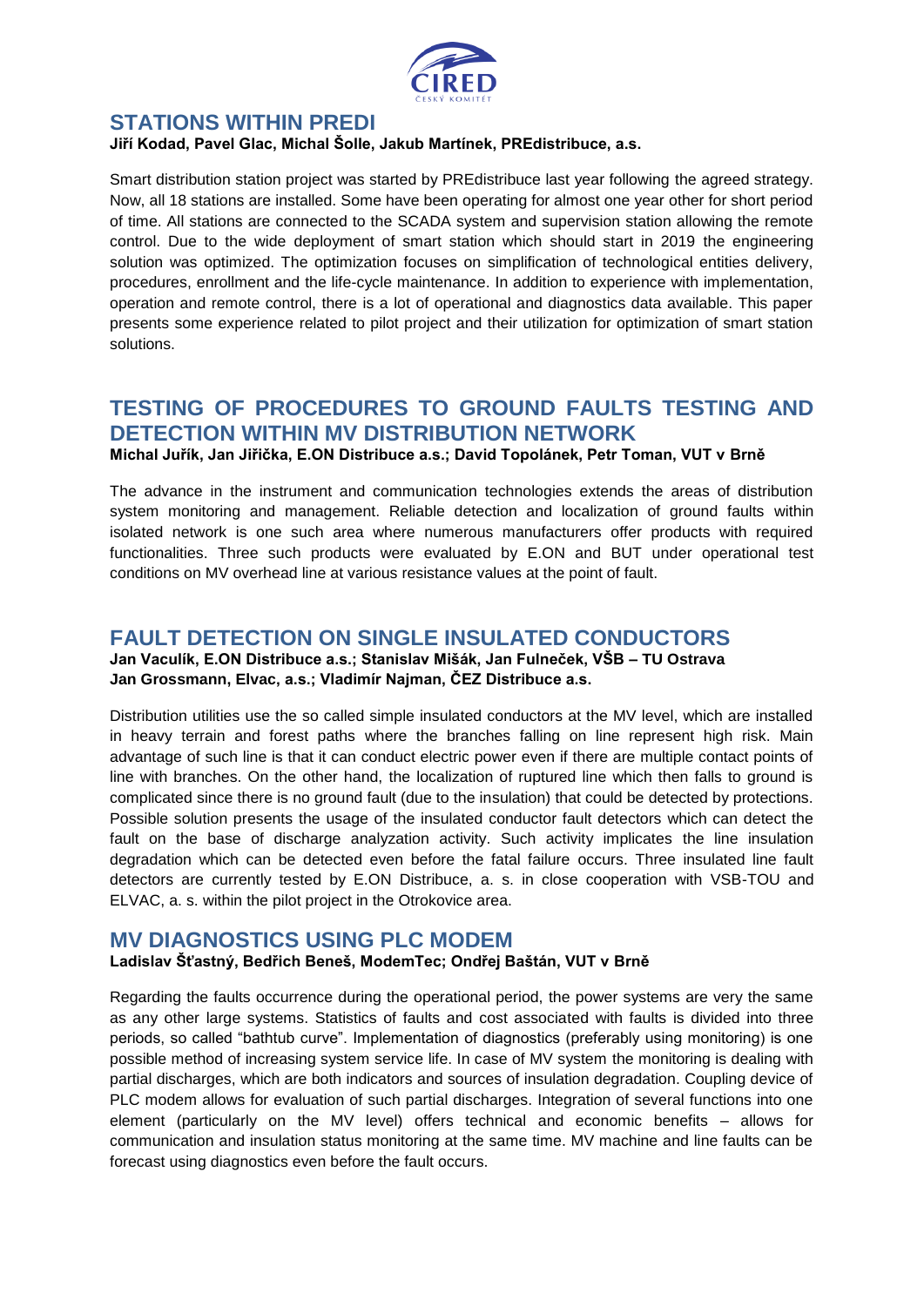## STATIONS WITHIN PREDI

**Jiří Kodad, Pavel Glac, Michal Šolle, Jakub Martínek, PREdistribuce, a.s.**

Smart distribution station project was started by PREdistribuce last year following the agreed strategy. Now, all 18 stations are installed. Some have been operating for almost one year other for short period of time. All stations are connected to the SCADA system and supervision station allowing the remote control. Due to the wide deployment of smart station which should start in 2019 the engineering solution was optimized. The optimization focuses on simplification of technological entities delivery, procedures, enrollment and the life-cycle maintenance. In addition to experience with implementation, operation and remote control, there is a lot of operational and diagnostics data available. This paper presents some experience related to pilot project and their utilization for optimization of smart station solutions.

## TESTING OF PROCEDURES TO GROUND FAULTS TESTING AND DETECTION WITHIN MV DISTRIBUTION NETWORK

**Michal Juřík, Jan Jiřička, E.ON Distribuce a.s.; David Topolánek, Petr Toman, VUT v Brně**

The advance in the instrument and communication technologies extends the areas of distribution system monitoring and management. Reliable detection and localization of ground faults within isolated network is one such area where numerous manufacturers offer products with required functionalities. Three such products were evaluated by E.ON and BUT under operational test conditions on MV overhead line at various resistance values at the point of fault.

## FAULT DETECTION ON SINGLE INSULATED CONDUCTORS

**Jan Vaculík, E.ON Distribuce a.s.; Stanislav Mišák, Jan Fulneček, VŠB – TU Ostrava**
**Jan Grossmann, Elvac, a.s.; Vladimír Najman, ČEZ Distribuce a.s.**

Distribution utilities use the so called simple insulated conductors at the MV level, which are installed in heavy terrain and forest paths where the branches falling on line represent high risk. Main advantage of such line is that it can conduct electric power even if there are multiple contact points of line with branches. On the other hand, the localization of ruptured line which then falls to ground is complicated since there is no ground fault (due to the insulation) that could be detected by protections. Possible solution presents the usage of the insulated conductor fault detectors which can detect the fault on the base of discharge analyzation activity. Such activity implicates the line insulation degradation which can be detected even before the fatal failure occurs. Three insulated line fault detectors are currently tested by E.ON Distribuce, a. s. in close cooperation with VSB-TOU and ELVAC, a. s. within the pilot project in the Otrokovice area.

## MV DIAGNOSTICS USING PLC MODEM

**Ladislav Šťastný, Bedřich Beneš, ModemTec; Ondřej Baštán, VUT v Brně**

Regarding the faults occurrence during the operational period, the power systems are very the same as any other large systems. Statistics of faults and cost associated with faults is divided into three periods, so called "bathtub curve". Implementation of diagnostics (preferably using monitoring) is one possible method of increasing system service life. In case of MV system the monitoring is dealing with partial discharges, which are both indicators and sources of insulation degradation. Coupling device of PLC modem allows for evaluation of such partial discharges. Integration of several functions into one element (particularly on the MV level) offers technical and economic benefits – allows for communication and insulation status monitoring at the same time. MV machine and line faults can be forecast using diagnostics even before the fault occurs.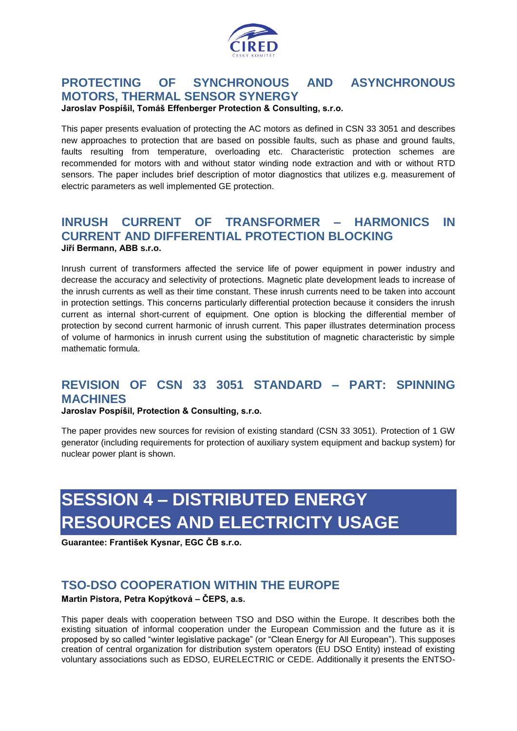## PROTECTING OF SYNCHRONOUS AND ASYNCHRONOUS MOTORS, THERMAL SENSOR SYNERGY

**Jaroslav Pospíšil, Tomáš Effenberger Protection & Consulting, s.r.o.**

This paper presents evaluation of protecting the AC motors as defined in CSN 33 3051 and describes new approaches to protection that are based on possible faults, such as phase and ground faults, faults resulting from temperature, overloading etc. Characteristic protection schemes are recommended for motors with and without stator winding node extraction and with or without RTD sensors. The paper includes brief description of motor diagnostics that utilizes e.g. measurement of electric parameters as well implemented GE protection.

## INRUSH CURRENT OF TRANSFORMER – HARMONICS IN CURRENT AND DIFFERENTIAL PROTECTION BLOCKING

**Jiří Bermann, ABB s.r.o.**

Inrush current of transformers affected the service life of power equipment in power industry and decrease the accuracy and selectivity of protections. Magnetic plate development leads to increase of the inrush currents as well as their time constant. These inrush currents need to be taken into account in protection settings. This concerns particularly differential protection because it considers the inrush current as internal short-current of equipment. One option is blocking the differential member of protection by second current harmonic of inrush current. This paper illustrates determination process of volume of harmonics in inrush current using the substitution of magnetic characteristic by simple mathematic formula.

## REVISION OF CSN 33 3051 STANDARD – PART: SPINNING MACHINES

**Jaroslav Pospíšil, Protection & Consulting, s.r.o.**

The paper provides new sources for revision of existing standard (CSN 33 3051). Protection of 1 GW generator (including requirements for protection of auxiliary system equipment and backup system) for nuclear power plant is shown.

# SESSION 4 – DISTRIBUTED ENERGY RESOURCES AND ELECTRICITY USAGE

**Guarantee: František Kysnar, EGC ČB s.r.o.**

## TSO-DSO COOPERATION WITHIN THE EUROPE

**Martin Pistora, Petra Kopýtková – ČEPS, a.s.**

This paper deals with cooperation between TSO and DSO within the Europe. It describes both the existing situation of informal cooperation under the European Commission and the future as it is proposed by so called "winter legislative package" (or "Clean Energy for All European"). This supposes creation of central organization for distribution system operators (EU DSO Entity) instead of existing voluntary associations such as EDSO, EURELECTRIC or CEDE. Additionally it presents the ENTSO-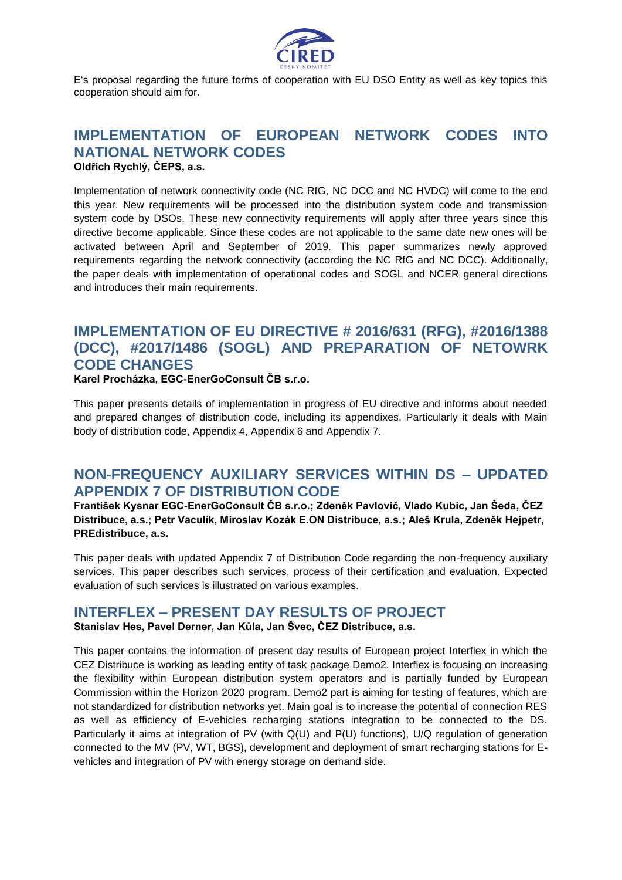E's proposal regarding the future forms of cooperation with EU DSO Entity as well as key topics this cooperation should aim for.

## IMPLEMENTATION OF EUROPEAN NETWORK CODES INTO NATIONAL NETWORK CODES

**Oldřich Rychlý, ČEPS, a.s.**

Implementation of network connectivity code (NC RfG, NC DCC and NC HVDC) will come to the end this year. New requirements will be processed into the distribution system code and transmission system code by DSOs. These new connectivity requirements will apply after three years since this directive become applicable. Since these codes are not applicable to the same date new ones will be activated between April and September of 2019. This paper summarizes newly approved requirements regarding the network connectivity (according the NC RfG and NC DCC). Additionally, the paper deals with implementation of operational codes and SOGL and NCER general directions and introduces their main requirements.

## IMPLEMENTATION OF EU DIRECTIVE # 2016/631 (RFG), #2016/1388 (DCC), #2017/1486 (SOGL) AND PREPARATION OF NETOWRK CODE CHANGES

**Karel Procházka, EGC-EnerGoConsult ČB s.r.o.**

This paper presents details of implementation in progress of EU directive and informs about needed and prepared changes of distribution code, including its appendixes. Particularly it deals with Main body of distribution code, Appendix 4, Appendix 6 and Appendix 7.

## NON-FREQUENCY AUXILIARY SERVICES WITHIN DS – UPDATED APPENDIX 7 OF DISTRIBUTION CODE

**František Kysnar EGC-EnerGoConsult ČB s.r.o.; Zdeněk Pavlovič, Vlado Kubic, Jan Šeda, ČEZ Distribuce, a.s.; Petr Vaculík, Miroslav Kozák E.ON Distribuce, a.s.; Aleš Krula, Zdeněk Hejpetr, PREdistribuce, a.s.**

This paper deals with updated Appendix 7 of Distribution Code regarding the non-frequency auxiliary services. This paper describes such services, process of their certification and evaluation. Expected evaluation of such services is illustrated on various examples.

## INTERFLEX – PRESENT DAY RESULTS OF PROJECT

**Stanislav Hes, Pavel Derner, Jan Kůla, Jan Švec, ČEZ Distribuce, a.s.**

This paper contains the information of present day results of European project Interflex in which the CEZ Distribuce is working as leading entity of task package Demo2. Interflex is focusing on increasing the flexibility within European distribution system operators and is partially funded by European Commission within the Horizon 2020 program. Demo2 part is aiming for testing of features, which are not standardized for distribution networks yet. Main goal is to increase the potential of connection RES as well as efficiency of E-vehicles recharging stations integration to be connected to the DS. Particularly it aims at integration of PV (with Q(U) and P(U) functions), U/Q regulation of generation connected to the MV (PV, WT, BGS), development and deployment of smart recharging stations for E-vehicles and integration of PV with energy storage on demand side.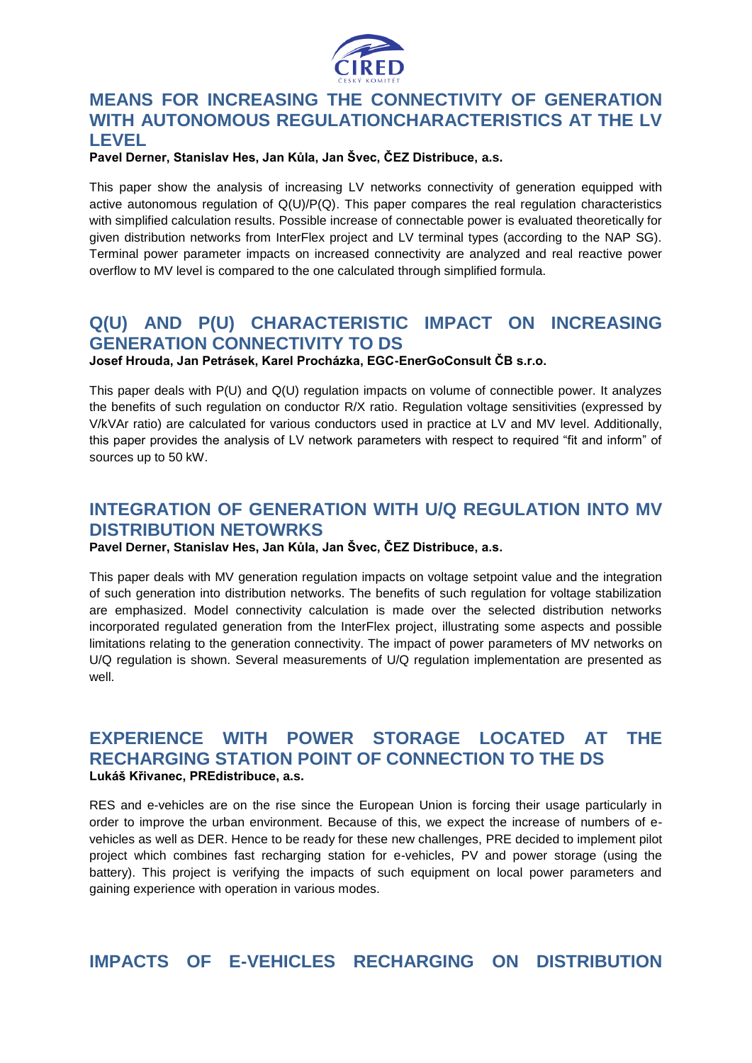## MEANS FOR INCREASING THE CONNECTIVITY OF GENERATION WITH AUTONOMOUS REGULATIONCHARACTERISTICS AT THE LV LEVEL

**Pavel Derner, Stanislav Hes, Jan Kůla, Jan Švec, ČEZ Distribuce, a.s.**

This paper show the analysis of increasing LV networks connectivity of generation equipped with active autonomous regulation of Q(U)/P(Q). This paper compares the real regulation characteristics with simplified calculation results. Possible increase of connectable power is evaluated theoretically for given distribution networks from InterFlex project and LV terminal types (according to the NAP SG). Terminal power parameter impacts on increased connectivity are analyzed and real reactive power overflow to MV level is compared to the one calculated through simplified formula.

## Q(U) AND P(U) CHARACTERISTIC IMPACT ON INCREASING GENERATION CONNECTIVITY TO DS

**Josef Hrouda, Jan Petrásek, Karel Procházka, EGC-EnerGoConsult ČB s.r.o.**

This paper deals with P(U) and Q(U) regulation impacts on volume of connectible power. It analyzes the benefits of such regulation on conductor R/X ratio. Regulation voltage sensitivities (expressed by V/kVAr ratio) are calculated for various conductors used in practice at LV and MV level. Additionally, this paper provides the analysis of LV network parameters with respect to required “fit and inform” of sources up to 50 kW.

## INTEGRATION OF GENERATION WITH U/Q REGULATION INTO MV DISTRIBUTION NETOWRKS

**Pavel Derner, Stanislav Hes, Jan Kůla, Jan Švec, ČEZ Distribuce, a.s.**

This paper deals with MV generation regulation impacts on voltage setpoint value and the integration of such generation into distribution networks. The benefits of such regulation for voltage stabilization are emphasized. Model connectivity calculation is made over the selected distribution networks incorporated regulated generation from the InterFlex project, illustrating some aspects and possible limitations relating to the generation connectivity. The impact of power parameters of MV networks on U/Q regulation is shown. Several measurements of U/Q regulation implementation are presented as well.

## EXPERIENCE WITH POWER STORAGE LOCATED AT THE RECHARGING STATION POINT OF CONNECTION TO THE DS

**Lukáš Křivanec, PREdistribuce, a.s.**

RES and e-vehicles are on the rise since the European Union is forcing their usage particularly in order to improve the urban environment. Because of this, we expect the increase of numbers of e-vehicles as well as DER. Hence to be ready for these new challenges, PRE decided to implement pilot project which combines fast recharging station for e-vehicles, PV and power storage (using the battery). This project is verifying the impacts of such equipment on local power parameters and gaining experience with operation in various modes.

## IMPACTS OF E-VEHICLES RECHARGING ON DISTRIBUTION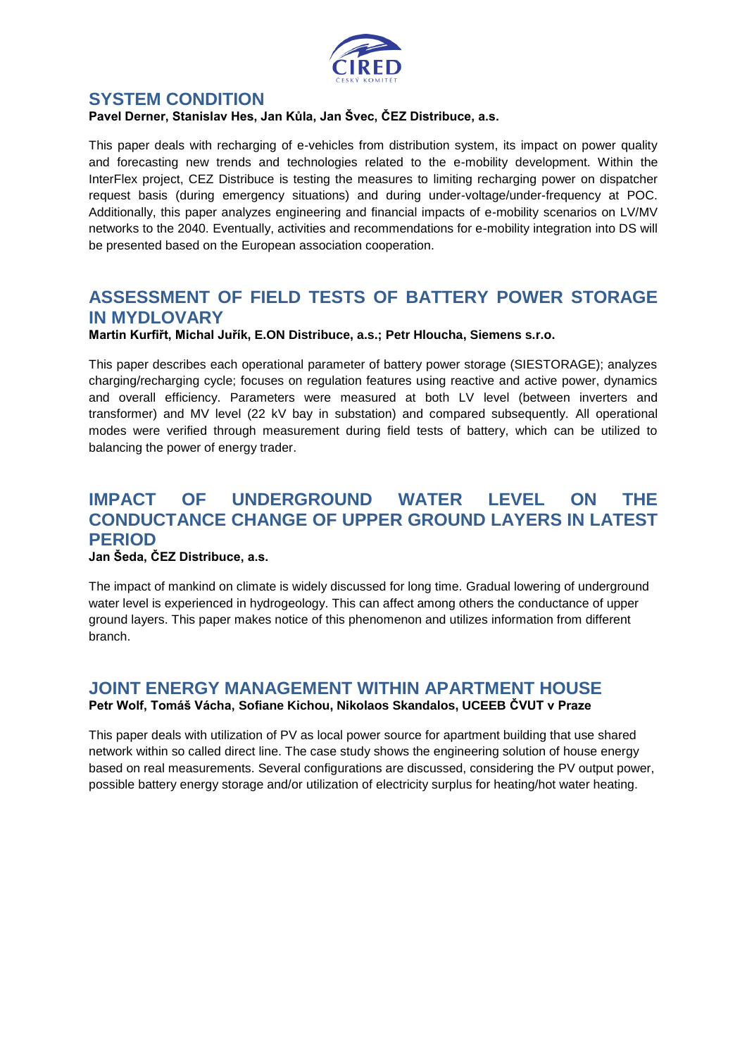## SYSTEM CONDITION

**Pavel Derner, Stanislav Hes, Jan Kůla, Jan Švec, ČEZ Distribuce, a.s.**

This paper deals with recharging of e-vehicles from distribution system, its impact on power quality and forecasting new trends and technologies related to the e-mobility development. Within the InterFlex project, CEZ Distribuce is testing the measures to limiting recharging power on dispatcher request basis (during emergency situations) and during under-voltage/under-frequency at POC. Additionally, this paper analyzes engineering and financial impacts of e-mobility scenarios on LV/MV networks to the 2040. Eventually, activities and recommendations for e-mobility integration into DS will be presented based on the European association cooperation.

## ASSESSMENT OF FIELD TESTS OF BATTERY POWER STORAGE IN MYDLOVARY

**Martin Kurfiřt, Michal Juřík, E.ON Distribuce, a.s.; Petr Hloucha, Siemens s.r.o.**

This paper describes each operational parameter of battery power storage (SIESTORAGE); analyzes charging/recharging cycle; focuses on regulation features using reactive and active power, dynamics and overall efficiency. Parameters were measured at both LV level (between inverters and transformer) and MV level (22 kV bay in substation) and compared subsequently. All operational modes were verified through measurement during field tests of battery, which can be utilized to balancing the power of energy trader.

## IMPACT OF UNDERGROUND WATER LEVEL ON THE CONDUCTANCE CHANGE OF UPPER GROUND LAYERS IN LATEST PERIOD

**Jan Šeda, ČEZ Distribuce, a.s.**

The impact of mankind on climate is widely discussed for long time. Gradual lowering of underground water level is experienced in hydrogeology. This can affect among others the conductance of upper ground layers. This paper makes notice of this phenomenon and utilizes information from different branch.

## JOINT ENERGY MANAGEMENT WITHIN APARTMENT HOUSE

**Petr Wolf, Tomáš Vácha, Sofiane Kichou, Nikolaos Skandalos, UCEEB ČVUT v Praze**

This paper deals with utilization of PV as local power source for apartment building that use shared network within so called direct line. The case study shows the engineering solution of house energy based on real measurements. Several configurations are discussed, considering the PV output power, possible battery energy storage and/or utilization of electricity surplus for heating/hot water heating.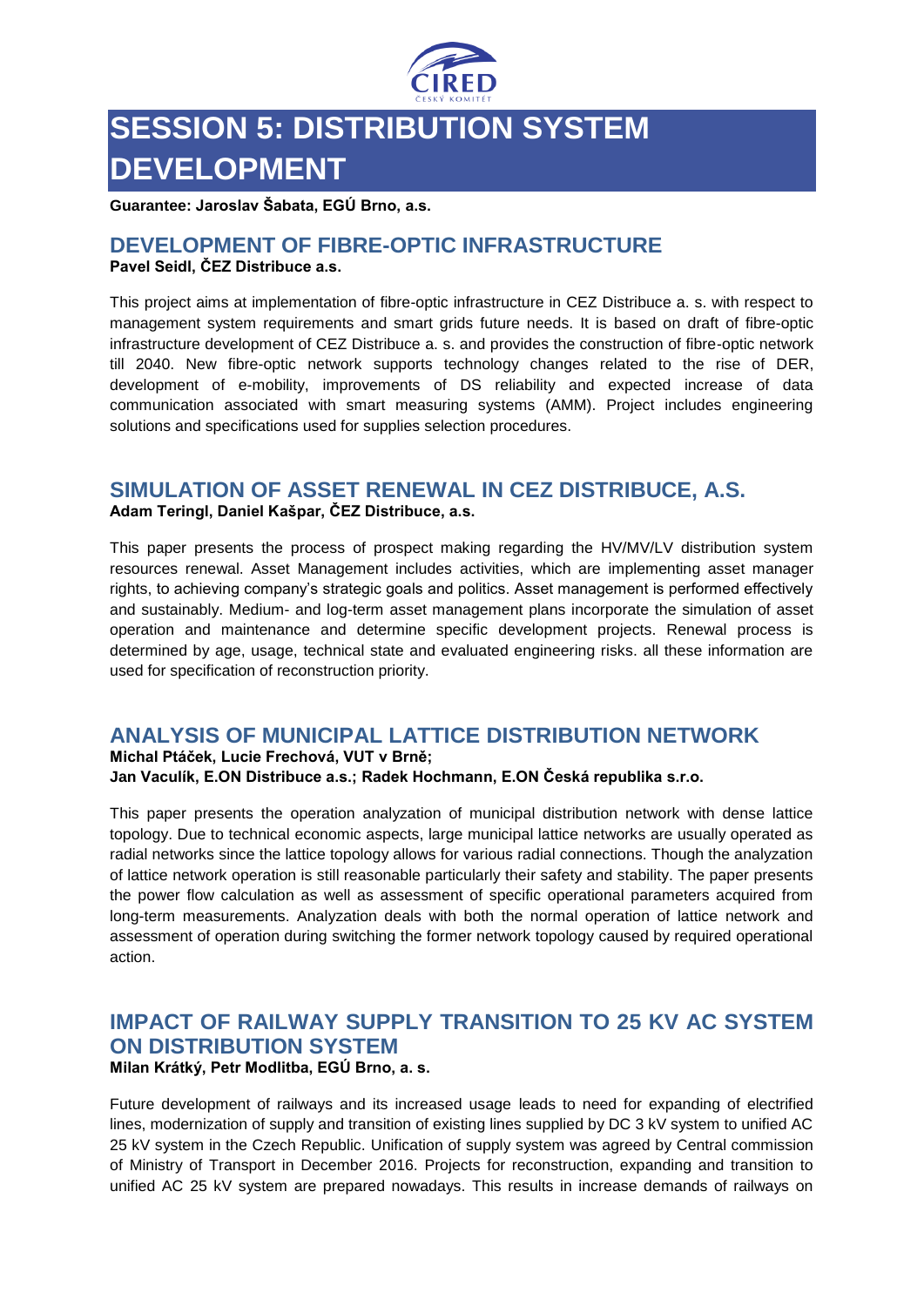# SESSION 5: DISTRIBUTION SYSTEM DEVELOPMENT

**Guarantee: Jaroslav Šabata, EGÚ Brno, a.s.**

## DEVELOPMENT OF FIBRE-OPTIC INFRASTRUCTURE

**Pavel Seidl, ČEZ Distribuce a.s.**

This project aims at implementation of fibre-optic infrastructure in CEZ Distribuce a. s. with respect to management system requirements and smart grids future needs. It is based on draft of fibre-optic infrastructure development of CEZ Distribuce a. s. and provides the construction of fibre-optic network till 2040. New fibre-optic network supports technology changes related to the rise of DER, development of e-mobility, improvements of DS reliability and expected increase of data communication associated with smart measuring systems (AMM). Project includes engineering solutions and specifications used for supplies selection procedures.

## SIMULATION OF ASSET RENEWAL IN CEZ DISTRIBUCE, A.S.

**Adam Teringl, Daniel Kašpar, ČEZ Distribuce, a.s.**

This paper presents the process of prospect making regarding the HV/MV/LV distribution system resources renewal. Asset Management includes activities, which are implementing asset manager rights, to achieving company's strategic goals and politics. Asset management is performed effectively and sustainably. Medium- and log-term asset management plans incorporate the simulation of asset operation and maintenance and determine specific development projects. Renewal process is determined by age, usage, technical state and evaluated engineering risks. all these information are used for specification of reconstruction priority.

## ANALYSIS OF MUNICIPAL LATTICE DISTRIBUTION NETWORK

**Michal Ptáček, Lucie Frechová, VUT v Brně;**
**Jan Vaculík, E.ON Distribuce a.s.; Radek Hochmann, E.ON Česká republika s.r.o.**

This paper presents the operation analyzation of municipal distribution network with dense lattice topology. Due to technical economic aspects, large municipal lattice networks are usually operated as radial networks since the lattice topology allows for various radial connections. Though the analyzation of lattice network operation is still reasonable particularly their safety and stability. The paper presents the power flow calculation as well as assessment of specific operational parameters acquired from long-term measurements. Analyzation deals with both the normal operation of lattice network and assessment of operation during switching the former network topology caused by required operational action.

## IMPACT OF RAILWAY SUPPLY TRANSITION TO 25 KV AC SYSTEM ON DISTRIBUTION SYSTEM

**Milan Krátký, Petr Modlitba, EGÚ Brno, a. s.**

Future development of railways and its increased usage leads to need for expanding of electrified lines, modernization of supply and transition of existing lines supplied by DC 3 kV system to unified AC 25 kV system in the Czech Republic. Unification of supply system was agreed by Central commission of Ministry of Transport in December 2016. Projects for reconstruction, expanding and transition to unified AC 25 kV system are prepared nowadays. This results in increase demands of railways on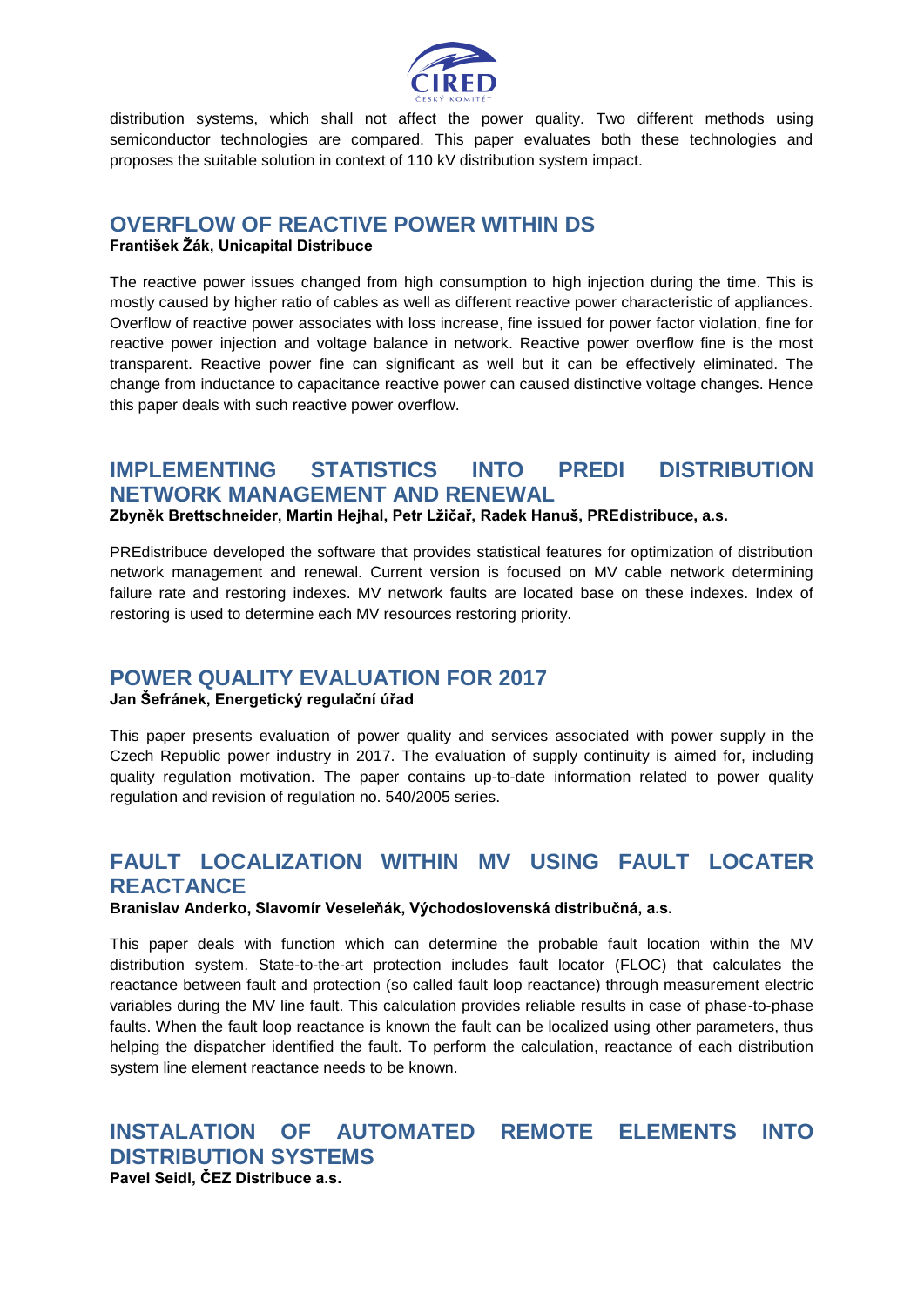distribution systems, which shall not affect the power quality. Two different methods using semiconductor technologies are compared. This paper evaluates both these technologies and proposes the suitable solution in context of 110 kV distribution system impact.

## OVERFLOW OF REACTIVE POWER WITHIN DS

**František Žák, Unicapital Distribuce**

The reactive power issues changed from high consumption to high injection during the time. This is mostly caused by higher ratio of cables as well as different reactive power characteristic of appliances. Overflow of reactive power associates with loss increase, fine issued for power factor violation, fine for reactive power injection and voltage balance in network. Reactive power overflow fine is the most transparent. Reactive power fine can significant as well but it can be effectively eliminated. The change from inductance to capacitance reactive power can caused distinctive voltage changes. Hence this paper deals with such reactive power overflow.

## IMPLEMENTING STATISTICS INTO PREDI DISTRIBUTION NETWORK MANAGEMENT AND RENEWAL

**Zbyněk Brettschneider, Martin Hejhal, Petr Lžičař, Radek Hanuš, PREdistribuce, a.s.**

PREdistribuce developed the software that provides statistical features for optimization of distribution network management and renewal. Current version is focused on MV cable network determining failure rate and restoring indexes. MV network faults are located base on these indexes. Index of restoring is used to determine each MV resources restoring priority.

## POWER QUALITY EVALUATION FOR 2017

**Jan Šefránek, Energetický regulační úřad**

This paper presents evaluation of power quality and services associated with power supply in the Czech Republic power industry in 2017. The evaluation of supply continuity is aimed for, including quality regulation motivation. The paper contains up-to-date information related to power quality regulation and revision of regulation no. 540/2005 series.

## FAULT LOCALIZATION WITHIN MV USING FAULT LOCATER REACTANCE

**Branislav Anderko, Slavomír Veseleňák, Východoslovenská distribučná, a.s.**

This paper deals with function which can determine the probable fault location within the MV distribution system. State-to-the-art protection includes fault locator (FLOC) that calculates the reactance between fault and protection (so called fault loop reactance) through measurement electric variables during the MV line fault. This calculation provides reliable results in case of phase-to-phase faults. When the fault loop reactance is known the fault can be localized using other parameters, thus helping the dispatcher identified the fault. To perform the calculation, reactance of each distribution system line element reactance needs to be known.

## INSTALATION OF AUTOMATED REMOTE ELEMENTS INTO DISTRIBUTION SYSTEMS

**Pavel Seidl, ČEZ Distribuce a.s.**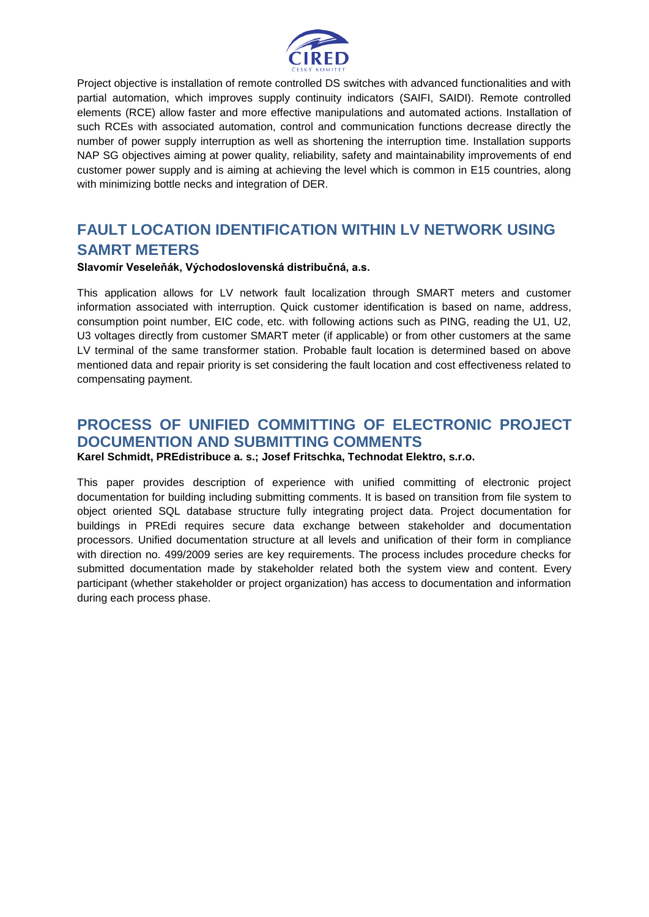Project objective is installation of remote controlled DS switches with advanced functionalities and with partial automation, which improves supply continuity indicators (SAIFI, SAIDI). Remote controlled elements (RCE) allow faster and more effective manipulations and automated actions. Installation of such RCEs with associated automation, control and communication functions decrease directly the number of power supply interruption as well as shortening the interruption time. Installation supports NAP SG objectives aiming at power quality, reliability, safety and maintainability improvements of end customer power supply and is aiming at achieving the level which is common in E15 countries, along with minimizing bottle necks and integration of DER.

## FAULT LOCATION IDENTIFICATION WITHIN LV NETWORK USING SAMRT METERS

**Slavomír Veseleňák, Východoslovenská distribučná, a.s.**

This application allows for LV network fault localization through SMART meters and customer information associated with interruption. Quick customer identification is based on name, address, consumption point number, EIC code, etc. with following actions such as PING, reading the U1, U2, U3 voltages directly from customer SMART meter (if applicable) or from other customers at the same LV terminal of the same transformer station. Probable fault location is determined based on above mentioned data and repair priority is set considering the fault location and cost effectiveness related to compensating payment.

## PROCESS OF UNIFIED COMMITTING OF ELECTRONIC PROJECT DOCUMENTION AND SUBMITTING COMMENTS

**Karel Schmidt, PREdistribuce a. s.; Josef Fritschka, Technodat Elektro, s.r.o.**

This paper provides description of experience with unified committing of electronic project documentation for building including submitting comments. It is based on transition from file system to object oriented SQL database structure fully integrating project data. Project documentation for buildings in PREdi requires secure data exchange between stakeholder and documentation processors. Unified documentation structure at all levels and unification of their form in compliance with direction no. 499/2009 series are key requirements. The process includes procedure checks for submitted documentation made by stakeholder related both the system view and content. Every participant (whether stakeholder or project organization) has access to documentation and information during each process phase.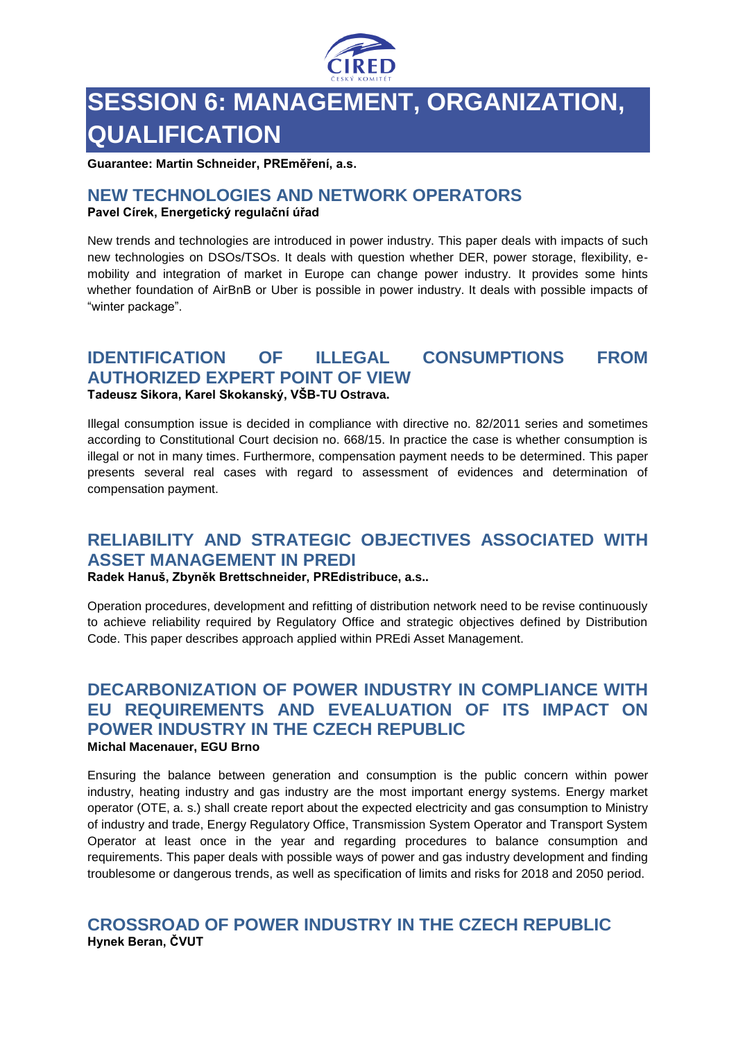# SESSION 6: MANAGEMENT, ORGANIZATION, QUALIFICATION

**Guarantee: Martin Schneider, PREměření, a.s.**

## NEW TECHNOLOGIES AND NETWORK OPERATORS

**Pavel Círek, Energetický regulační úřad**

New trends and technologies are introduced in power industry. This paper deals with impacts of such new technologies on DSOs/TSOs. It deals with question whether DER, power storage, flexibility, e-mobility and integration of market in Europe can change power industry. It provides some hints whether foundation of AirBnB or Uber is possible in power industry. It deals with possible impacts of "winter package".

## IDENTIFICATION OF ILLEGAL CONSUMPTIONS FROM AUTHORIZED EXPERT POINT OF VIEW

**Tadeusz Sikora, Karel Skokanský, VŠB-TU Ostrava.**

Illegal consumption issue is decided in compliance with directive no. 82/2011 series and sometimes according to Constitutional Court decision no. 668/15. In practice the case is whether consumption is illegal or not in many times. Furthermore, compensation payment needs to be determined. This paper presents several real cases with regard to assessment of evidences and determination of compensation payment.

## RELIABILITY AND STRATEGIC OBJECTIVES ASSOCIATED WITH ASSET MANAGEMENT IN PREDI

**Radek Hanuš, Zbyněk Brettschneider, PREdistribuce, a.s..**

Operation procedures, development and refitting of distribution network need to be revise continuously to achieve reliability required by Regulatory Office and strategic objectives defined by Distribution Code. This paper describes approach applied within PREdi Asset Management.

## DECARBONIZATION OF POWER INDUSTRY IN COMPLIANCE WITH EU REQUIREMENTS AND EVEALUATION OF ITS IMPACT ON POWER INDUSTRY IN THE CZECH REPUBLIC

**Michal Macenauer, EGU Brno**

Ensuring the balance between generation and consumption is the public concern within power industry, heating industry and gas industry are the most important energy systems. Energy market operator (OTE, a. s.) shall create report about the expected electricity and gas consumption to Ministry of industry and trade, Energy Regulatory Office, Transmission System Operator and Transport System Operator at least once in the year and regarding procedures to balance consumption and requirements. This paper deals with possible ways of power and gas industry development and finding troublesome or dangerous trends, as well as specification of limits and risks for 2018 and 2050 period.

## CROSSROAD OF POWER INDUSTRY IN THE CZECH REPUBLIC

**Hynek Beran, ČVUT**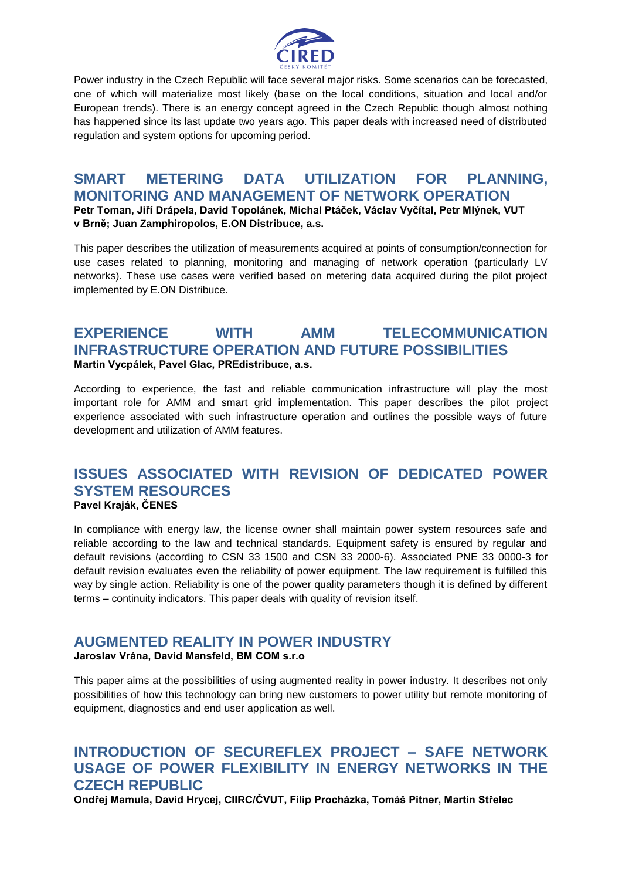Power industry in the Czech Republic will face several major risks. Some scenarios can be forecasted, one of which will materialize most likely (base on the local conditions, situation and local and/or European trends). There is an energy concept agreed in the Czech Republic though almost nothing has happened since its last update two years ago. This paper deals with increased need of distributed regulation and system options for upcoming period.

## SMART METERING DATA UTILIZATION FOR PLANNING, MONITORING AND MANAGEMENT OF NETWORK OPERATION

**Petr Toman, Jiří Drápela, David Topolánek, Michal Ptáček, Václav Vyčítal, Petr Mlýnek, VUT v Brně; Juan Zamphiropolos, E.ON Distribuce, a.s.**

This paper describes the utilization of measurements acquired at points of consumption/connection for use cases related to planning, monitoring and managing of network operation (particularly LV networks). These use cases were verified based on metering data acquired during the pilot project implemented by E.ON Distribuce.

## EXPERIENCE WITH AMM TELECOMMUNICATION INFRASTRUCTURE OPERATION AND FUTURE POSSIBILITIES

**Martin Vycpálek, Pavel Glac, PREdistribuce, a.s.**

According to experience, the fast and reliable communication infrastructure will play the most important role for AMM and smart grid implementation. This paper describes the pilot project experience associated with such infrastructure operation and outlines the possible ways of future development and utilization of AMM features.

## ISSUES ASSOCIATED WITH REVISION OF DEDICATED POWER SYSTEM RESOURCES

**Pavel Kraják, ČENES**

In compliance with energy law, the license owner shall maintain power system resources safe and reliable according to the law and technical standards. Equipment safety is ensured by regular and default revisions (according to CSN 33 1500 and CSN 33 2000-6). Associated PNE 33 0000-3 for default revision evaluates even the reliability of power equipment. The law requirement is fulfilled this way by single action. Reliability is one of the power quality parameters though it is defined by different terms – continuity indicators. This paper deals with quality of revision itself.

## AUGMENTED REALITY IN POWER INDUSTRY

**Jaroslav Vrána, David Mansfeld, BM COM s.r.o**

This paper aims at the possibilities of using augmented reality in power industry. It describes not only possibilities of how this technology can bring new customers to power utility but remote monitoring of equipment, diagnostics and end user application as well.

## INTRODUCTION OF SECUREFLEX PROJECT – SAFE NETWORK USAGE OF POWER FLEXIBILITY IN ENERGY NETWORKS IN THE CZECH REPUBLIC

**Ondřej Mamula, David Hrycej, CIIRC/ČVUT, Filip Procházka, Tomáš Pitner, Martin Střelec**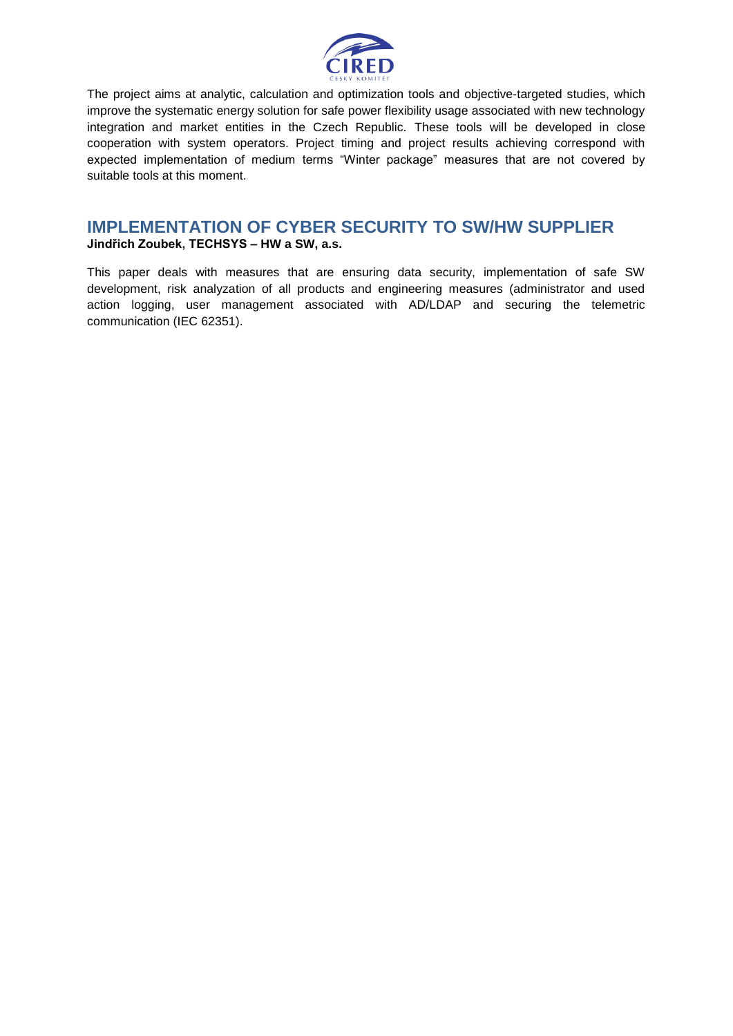The project aims at analytic, calculation and optimization tools and objective-targeted studies, which improve the systematic energy solution for safe power flexibility usage associated with new technology integration and market entities in the Czech Republic. These tools will be developed in close cooperation with system operators. Project timing and project results achieving correspond with expected implementation of medium terms "Winter package" measures that are not covered by suitable tools at this moment.

## IMPLEMENTATION OF CYBER SECURITY TO SW/HW SUPPLIER

**Jindřich Zoubek, TECHSYS – HW a SW, a.s.**

This paper deals with measures that are ensuring data security, implementation of safe SW development, risk analyzation of all products and engineering measures (administrator and used action logging, user management associated with AD/LDAP and securing the telemetric communication (IEC 62351).